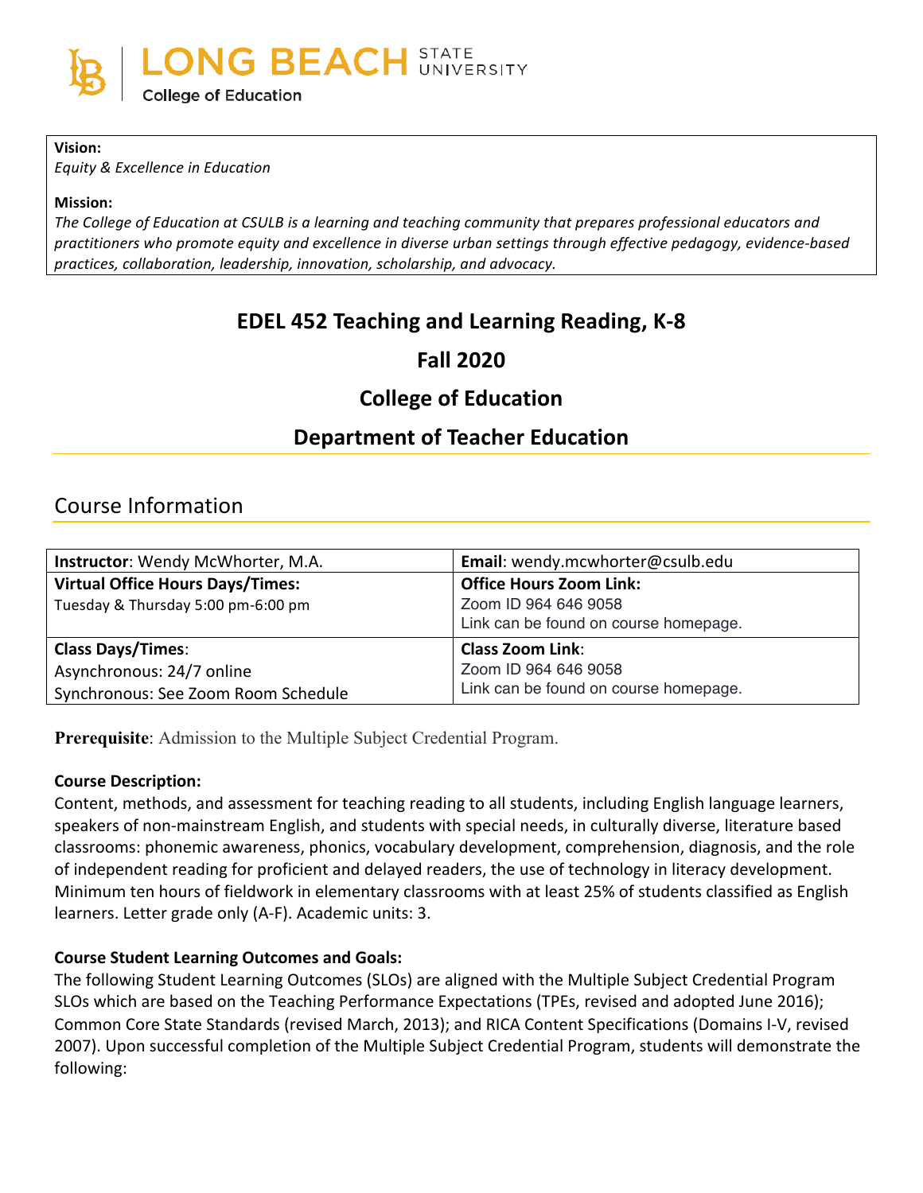LONG BEACH STATE UNIVERSITY

College of Education

**Vision:**
*Equity & Excellence in Education*

**Mission:**
*The College of Education at CSULB is a learning and teaching community that prepares professional educators and practitioners who promote equity and excellence in diverse urban settings through effective pedagogy, evidence-based practices, collaboration, leadership, innovation, scholarship, and advocacy.*

# EDEL 452 Teaching and Learning Reading, K-8

## Fall 2020

## College of Education

## Department of Teacher Education

## Course Information

| **Instructor**: Wendy McWhorter, M.A. | **Email**: wendy.mcwhorter@csulb.edu |
|---|---|
| **Virtual Office Hours Days/Times:** Tuesday & Thursday 5:00 pm-6:00 pm | **Office Hours Zoom Link:** Zoom ID 964 646 9058 Link can be found on course homepage. |
| **Class Days/Times**: Asynchronous: 24/7 online Synchronous: See Zoom Room Schedule | **Class Zoom Link**: Zoom ID 964 646 9058 Link can be found on course homepage. |

**Prerequisite**: Admission to the Multiple Subject Credential Program.

**Course Description:**
Content, methods, and assessment for teaching reading to all students, including English language learners, speakers of non-mainstream English, and students with special needs, in culturally diverse, literature based classrooms: phonemic awareness, phonics, vocabulary development, comprehension, diagnosis, and the role of independent reading for proficient and delayed readers, the use of technology in literacy development. Minimum ten hours of fieldwork in elementary classrooms with at least 25% of students classified as English learners. Letter grade only (A-F). Academic units: 3.

**Course Student Learning Outcomes and Goals:**
The following Student Learning Outcomes (SLOs) are aligned with the Multiple Subject Credential Program SLOs which are based on the Teaching Performance Expectations (TPEs, revised and adopted June 2016); Common Core State Standards (revised March, 2013); and RICA Content Specifications (Domains I-V, revised 2007). Upon successful completion of the Multiple Subject Credential Program, students will demonstrate the following: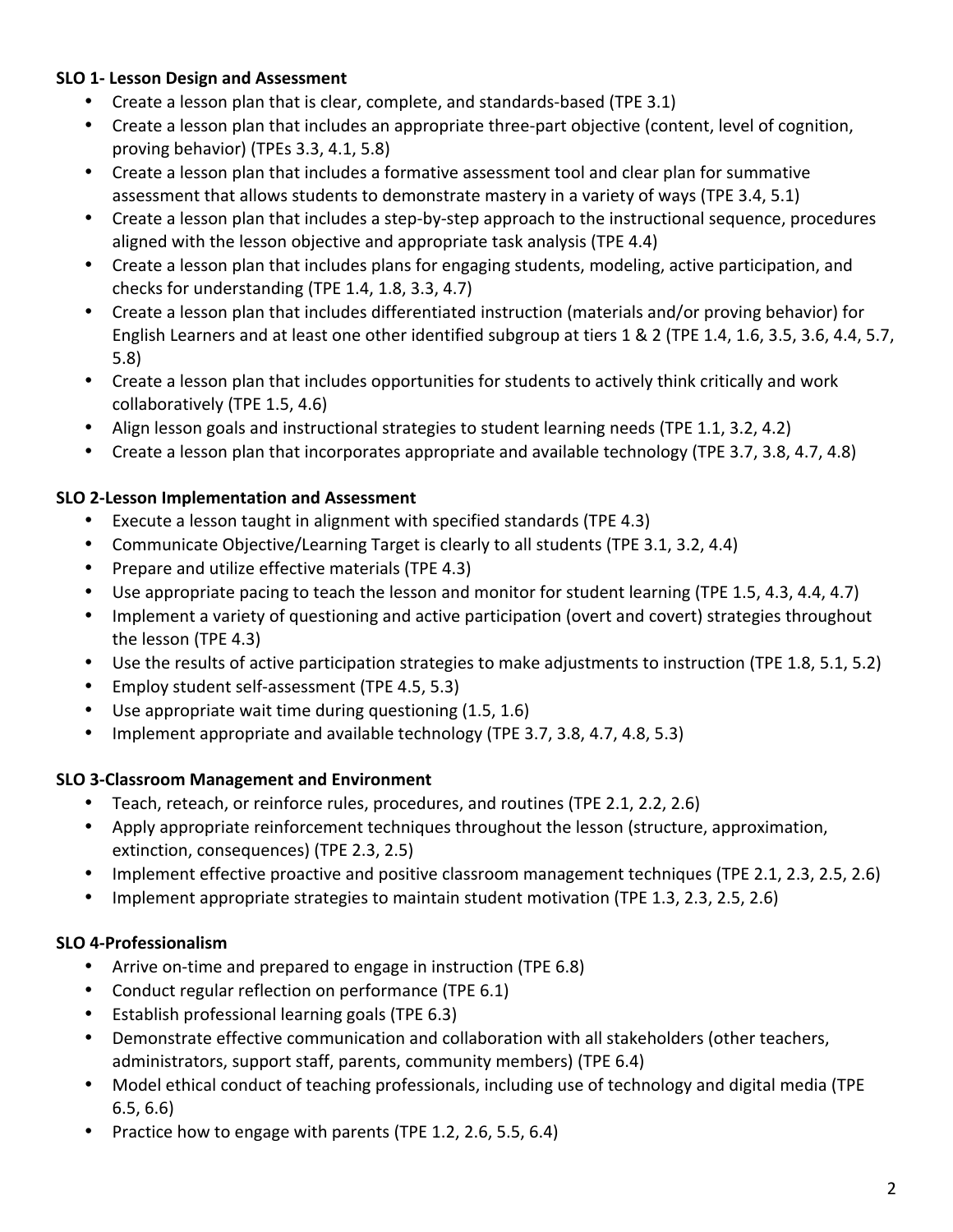**SLO 1- Lesson Design and Assessment**

- Create a lesson plan that is clear, complete, and standards-based (TPE 3.1)
- Create a lesson plan that includes an appropriate three-part objective (content, level of cognition, proving behavior) (TPEs 3.3, 4.1, 5.8)
- Create a lesson plan that includes a formative assessment tool and clear plan for summative assessment that allows students to demonstrate mastery in a variety of ways (TPE 3.4, 5.1)
- Create a lesson plan that includes a step-by-step approach to the instructional sequence, procedures aligned with the lesson objective and appropriate task analysis (TPE 4.4)
- Create a lesson plan that includes plans for engaging students, modeling, active participation, and checks for understanding (TPE 1.4, 1.8, 3.3, 4.7)
- Create a lesson plan that includes differentiated instruction (materials and/or proving behavior) for English Learners and at least one other identified subgroup at tiers 1 & 2 (TPE 1.4, 1.6, 3.5, 3.6, 4.4, 5.7, 5.8)
- Create a lesson plan that includes opportunities for students to actively think critically and work collaboratively (TPE 1.5, 4.6)
- Align lesson goals and instructional strategies to student learning needs (TPE 1.1, 3.2, 4.2)
- Create a lesson plan that incorporates appropriate and available technology (TPE 3.7, 3.8, 4.7, 4.8)

**SLO 2-Lesson Implementation and Assessment**

- Execute a lesson taught in alignment with specified standards (TPE 4.3)
- Communicate Objective/Learning Target is clearly to all students (TPE 3.1, 3.2, 4.4)
- Prepare and utilize effective materials (TPE 4.3)
- Use appropriate pacing to teach the lesson and monitor for student learning (TPE 1.5, 4.3, 4.4, 4.7)
- Implement a variety of questioning and active participation (overt and covert) strategies throughout the lesson (TPE 4.3)
- Use the results of active participation strategies to make adjustments to instruction (TPE 1.8, 5.1, 5.2)
- Employ student self-assessment (TPE 4.5, 5.3)
- Use appropriate wait time during questioning (1.5, 1.6)
- Implement appropriate and available technology (TPE 3.7, 3.8, 4.7, 4.8, 5.3)

**SLO 3-Classroom Management and Environment**

- Teach, reteach, or reinforce rules, procedures, and routines (TPE 2.1, 2.2, 2.6)
- Apply appropriate reinforcement techniques throughout the lesson (structure, approximation, extinction, consequences) (TPE 2.3, 2.5)
- Implement effective proactive and positive classroom management techniques (TPE 2.1, 2.3, 2.5, 2.6)
- Implement appropriate strategies to maintain student motivation (TPE 1.3, 2.3, 2.5, 2.6)

**SLO 4-Professionalism**

- Arrive on-time and prepared to engage in instruction (TPE 6.8)
- Conduct regular reflection on performance (TPE 6.1)
- Establish professional learning goals (TPE 6.3)
- Demonstrate effective communication and collaboration with all stakeholders (other teachers, administrators, support staff, parents, community members) (TPE 6.4)
- Model ethical conduct of teaching professionals, including use of technology and digital media (TPE 6.5, 6.6)
- Practice how to engage with parents (TPE 1.2, 2.6, 5.5, 6.4)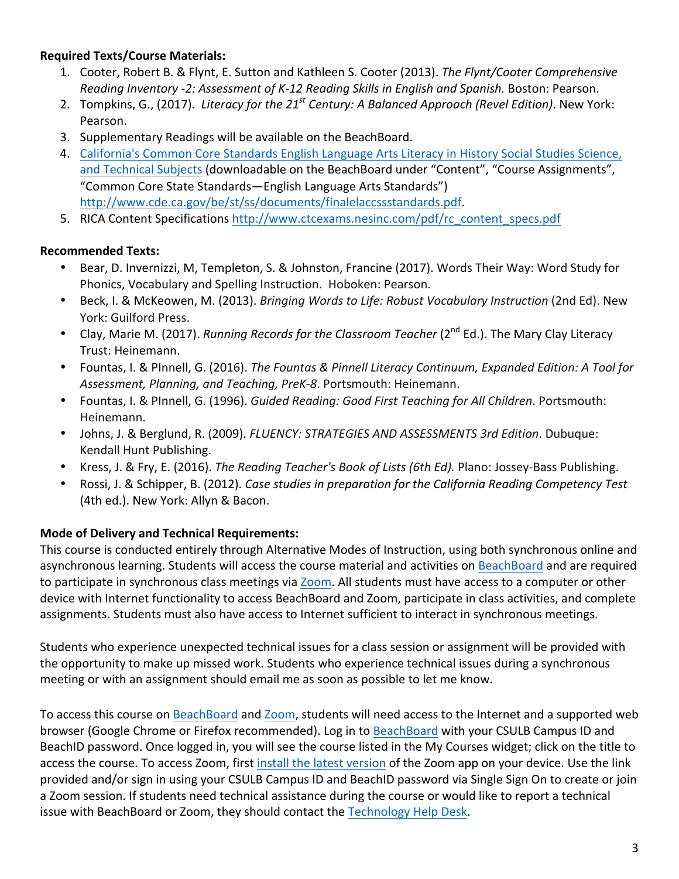**Required Texts/Course Materials:**

1. Cooter, Robert B. & Flynt, E. Sutton and Kathleen S. Cooter (2013). *The Flynt/Cooter Comprehensive Reading Inventory -2: Assessment of K-12 Reading Skills in English and Spanish.* Boston: Pearson.
2. Tompkins, G., (2017). *Literacy for the 21st Century: A Balanced Approach (Revel Edition)*. New York: Pearson.
3. Supplementary Readings will be available on the BeachBoard.
4. California's Common Core Standards English Language Arts Literacy in History Social Studies Science, and Technical Subjects (downloadable on the BeachBoard under "Content", "Course Assignments", "Common Core State Standards—English Language Arts Standards") http://www.cde.ca.gov/be/st/ss/documents/finalelaccssstandards.pdf.
5. RICA Content Specifications http://www.ctcexams.nesinc.com/pdf/rc_content_specs.pdf

**Recommended Texts:**

- Bear, D. Invernizzi, M, Templeton, S. & Johnston, Francine (2017). Words Their Way: Word Study for Phonics, Vocabulary and Spelling Instruction. Hoboken: Pearson.
- Beck, I. & McKeowen, M. (2013). *Bringing Words to Life: Robust Vocabulary Instruction* (2nd Ed). New York: Guilford Press.
- Clay, Marie M. (2017). *Running Records for the Classroom Teacher* (2nd Ed.). The Mary Clay Literacy Trust: Heinemann.
- Fountas, I. & PInnell, G. (2016). *The Fountas & Pinnell Literacy Continuum, Expanded Edition: A Tool for Assessment, Planning, and Teaching, PreK-8*. Portsmouth: Heinemann.
- Fountas, I. & PInnell, G. (1996). *Guided Reading: Good First Teaching for All Children*. Portsmouth: Heinemann.
- Johns, J. & Berglund, R. (2009). *FLUENCY: STRATEGIES AND ASSESSMENTS 3rd Edition*. Dubuque: Kendall Hunt Publishing.
- Kress, J. & Fry, E. (2016). *The Reading Teacher's Book of Lists (6th Ed).* Plano: Jossey-Bass Publishing.
- Rossi, J. & Schipper, B. (2012). *Case studies in preparation for the California Reading Competency Test* (4th ed.). New York: Allyn & Bacon.

**Mode of Delivery and Technical Requirements:**

This course is conducted entirely through Alternative Modes of Instruction, using both synchronous online and asynchronous learning. Students will access the course material and activities on BeachBoard and are required to participate in synchronous class meetings via Zoom. All students must have access to a computer or other device with Internet functionality to access BeachBoard and Zoom, participate in class activities, and complete assignments. Students must also have access to Internet sufficient to interact in synchronous meetings.

Students who experience unexpected technical issues for a class session or assignment will be provided with the opportunity to make up missed work. Students who experience technical issues during a synchronous meeting or with an assignment should email me as soon as possible to let me know.

To access this course on BeachBoard and Zoom, students will need access to the Internet and a supported web browser (Google Chrome or Firefox recommended). Log in to BeachBoard with your CSULB Campus ID and BeachID password. Once logged in, you will see the course listed in the My Courses widget; click on the title to access the course. To access Zoom, first install the latest version of the Zoom app on your device. Use the link provided and/or sign in using your CSULB Campus ID and BeachID password via Single Sign On to create or join a Zoom session. If students need technical assistance during the course or would like to report a technical issue with BeachBoard or Zoom, they should contact the Technology Help Desk.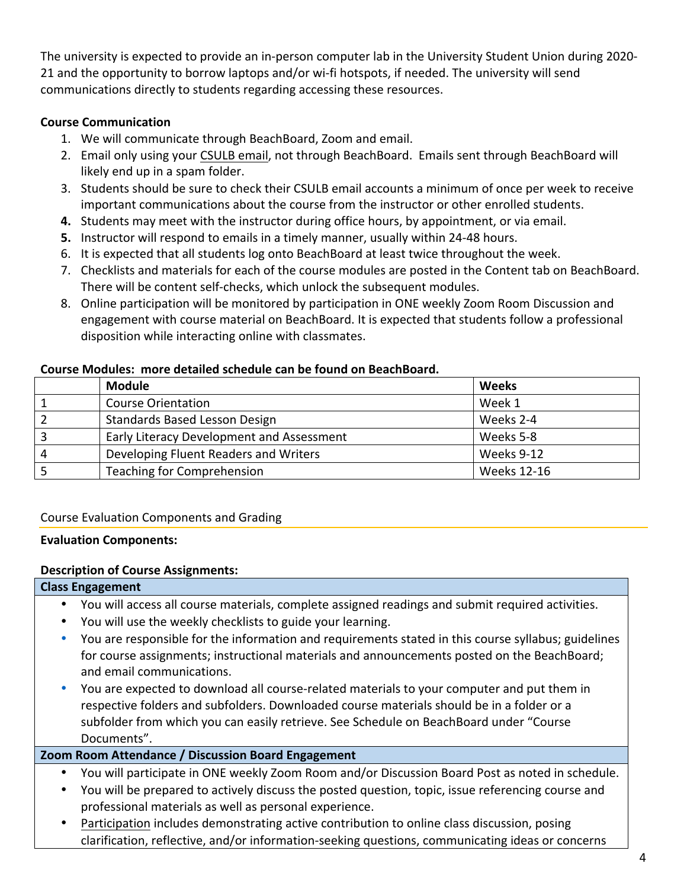The university is expected to provide an in-person computer lab in the University Student Union during 2020-21 and the opportunity to borrow laptops and/or wi-fi hotspots, if needed. The university will send communications directly to students regarding accessing these resources.

**Course Communication**

1. We will communicate through BeachBoard, Zoom and email.
2. Email only using your CSULB email, not through BeachBoard. Emails sent through BeachBoard will likely end up in a spam folder.
3. Students should be sure to check their CSULB email accounts a minimum of once per week to receive important communications about the course from the instructor or other enrolled students.
4. Students may meet with the instructor during office hours, by appointment, or via email.
5. Instructor will respond to emails in a timely manner, usually within 24-48 hours.
6. It is expected that all students log onto BeachBoard at least twice throughout the week.
7. Checklists and materials for each of the course modules are posted in the Content tab on BeachBoard. There will be content self-checks, which unlock the subsequent modules.
8. Online participation will be monitored by participation in ONE weekly Zoom Room Discussion and engagement with course material on BeachBoard. It is expected that students follow a professional disposition while interacting online with classmates.

**Course Modules: more detailed schedule can be found on BeachBoard.**

| | Module | Weeks |
|---|---|---|
| 1 | Course Orientation | Week 1 |
| 2 | Standards Based Lesson Design | Weeks 2-4 |
| 3 | Early Literacy Development and Assessment | Weeks 5-8 |
| 4 | Developing Fluent Readers and Writers | Weeks 9-12 |
| 5 | Teaching for Comprehension | Weeks 12-16 |

## Course Evaluation Components and Grading

**Evaluation Components:**

**Description of Course Assignments:**

**Class Engagement**

- You will access all course materials, complete assigned readings and submit required activities.
- You will use the weekly checklists to guide your learning.
- You are responsible for the information and requirements stated in this course syllabus; guidelines for course assignments; instructional materials and announcements posted on the BeachBoard; and email communications.
- You are expected to download all course-related materials to your computer and put them in respective folders and subfolders. Downloaded course materials should be in a folder or a subfolder from which you can easily retrieve. See Schedule on BeachBoard under "Course Documents".

**Zoom Room Attendance / Discussion Board Engagement**

- You will participate in ONE weekly Zoom Room and/or Discussion Board Post as noted in schedule.
- You will be prepared to actively discuss the posted question, topic, issue referencing course and professional materials as well as personal experience.
- Participation includes demonstrating active contribution to online class discussion, posing clarification, reflective, and/or information-seeking questions, communicating ideas or concerns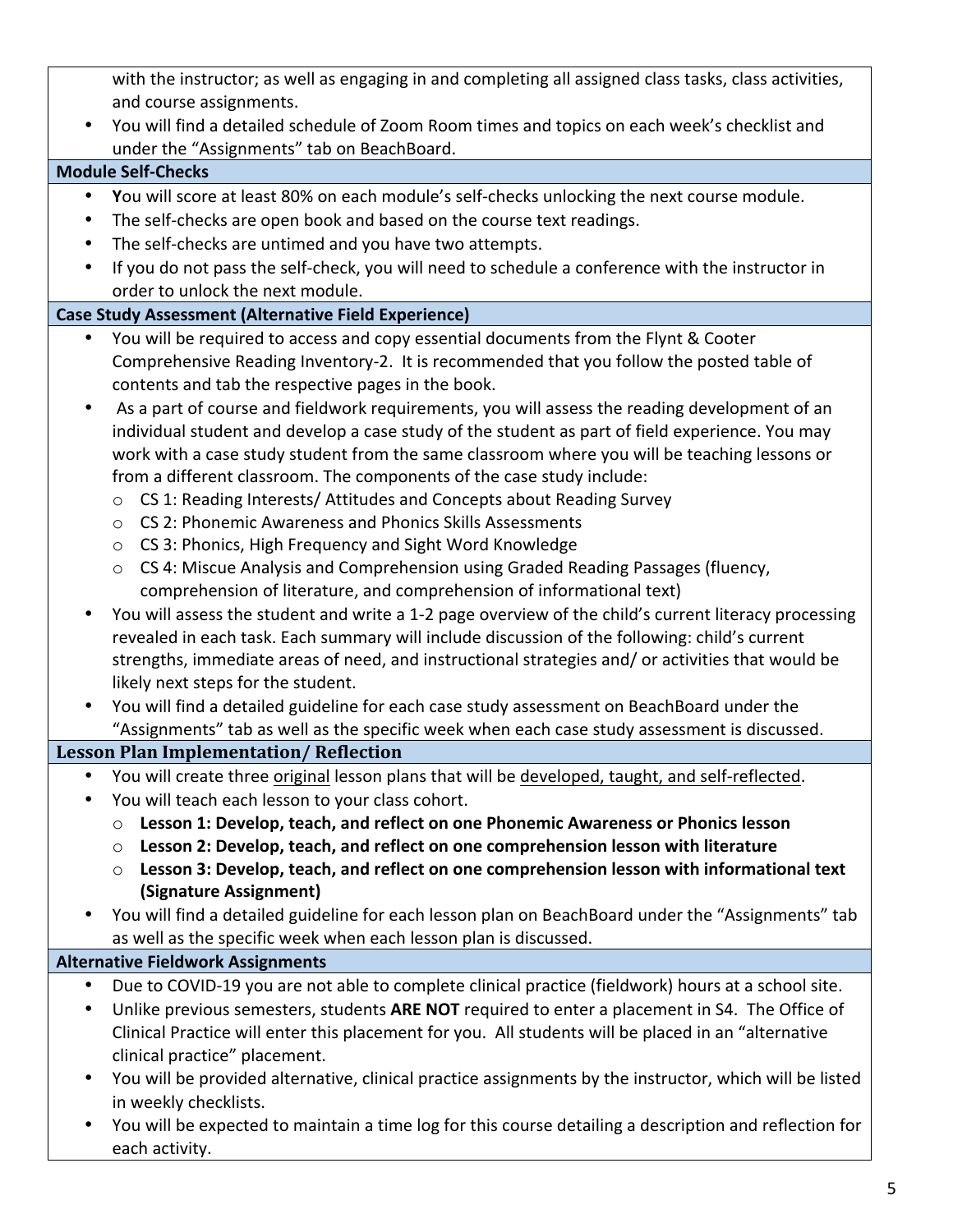with the instructor; as well as engaging in and completing all assigned class tasks, class activities, and course assignments.

- You will find a detailed schedule of Zoom Room times and topics on each week's checklist and under the "Assignments" tab on BeachBoard.

### Module Self-Checks

- **Y**ou will score at least 80% on each module's self-checks unlocking the next course module.
- The self-checks are open book and based on the course text readings.
- The self-checks are untimed and you have two attempts.
- If you do not pass the self-check, you will need to schedule a conference with the instructor in order to unlock the next module.

### Case Study Assessment (Alternative Field Experience)

- You will be required to access and copy essential documents from the Flynt & Cooter Comprehensive Reading Inventory-2. It is recommended that you follow the posted table of contents and tab the respective pages in the book.
- As a part of course and fieldwork requirements, you will assess the reading development of an individual student and develop a case study of the student as part of field experience. You may work with a case study student from the same classroom where you will be teaching lessons or from a different classroom. The components of the case study include:
  - CS 1: Reading Interests/ Attitudes and Concepts about Reading Survey
  - CS 2: Phonemic Awareness and Phonics Skills Assessments
  - CS 3: Phonics, High Frequency and Sight Word Knowledge
  - CS 4: Miscue Analysis and Comprehension using Graded Reading Passages (fluency, comprehension of literature, and comprehension of informational text)
- You will assess the student and write a 1-2 page overview of the child's current literacy processing revealed in each task. Each summary will include discussion of the following: child's current strengths, immediate areas of need, and instructional strategies and/ or activities that would be likely next steps for the student.
- You will find a detailed guideline for each case study assessment on BeachBoard under the "Assignments" tab as well as the specific week when each case study assessment is discussed.

### Lesson Plan Implementation/ Reflection

- You will create three original lesson plans that will be developed, taught, and self-reflected.
- You will teach each lesson to your class cohort.
  - **Lesson 1: Develop, teach, and reflect on one Phonemic Awareness or Phonics lesson**
  - **Lesson 2: Develop, teach, and reflect on one comprehension lesson with literature**
  - **Lesson 3: Develop, teach, and reflect on one comprehension lesson with informational text (Signature Assignment)**
- You will find a detailed guideline for each lesson plan on BeachBoard under the "Assignments" tab as well as the specific week when each lesson plan is discussed.

### Alternative Fieldwork Assignments

- Due to COVID-19 you are not able to complete clinical practice (fieldwork) hours at a school site.
- Unlike previous semesters, students **ARE NOT** required to enter a placement in S4. The Office of Clinical Practice will enter this placement for you. All students will be placed in an "alternative clinical practice" placement.
- You will be provided alternative, clinical practice assignments by the instructor, which will be listed in weekly checklists.
- You will be expected to maintain a time log for this course detailing a description and reflection for each activity.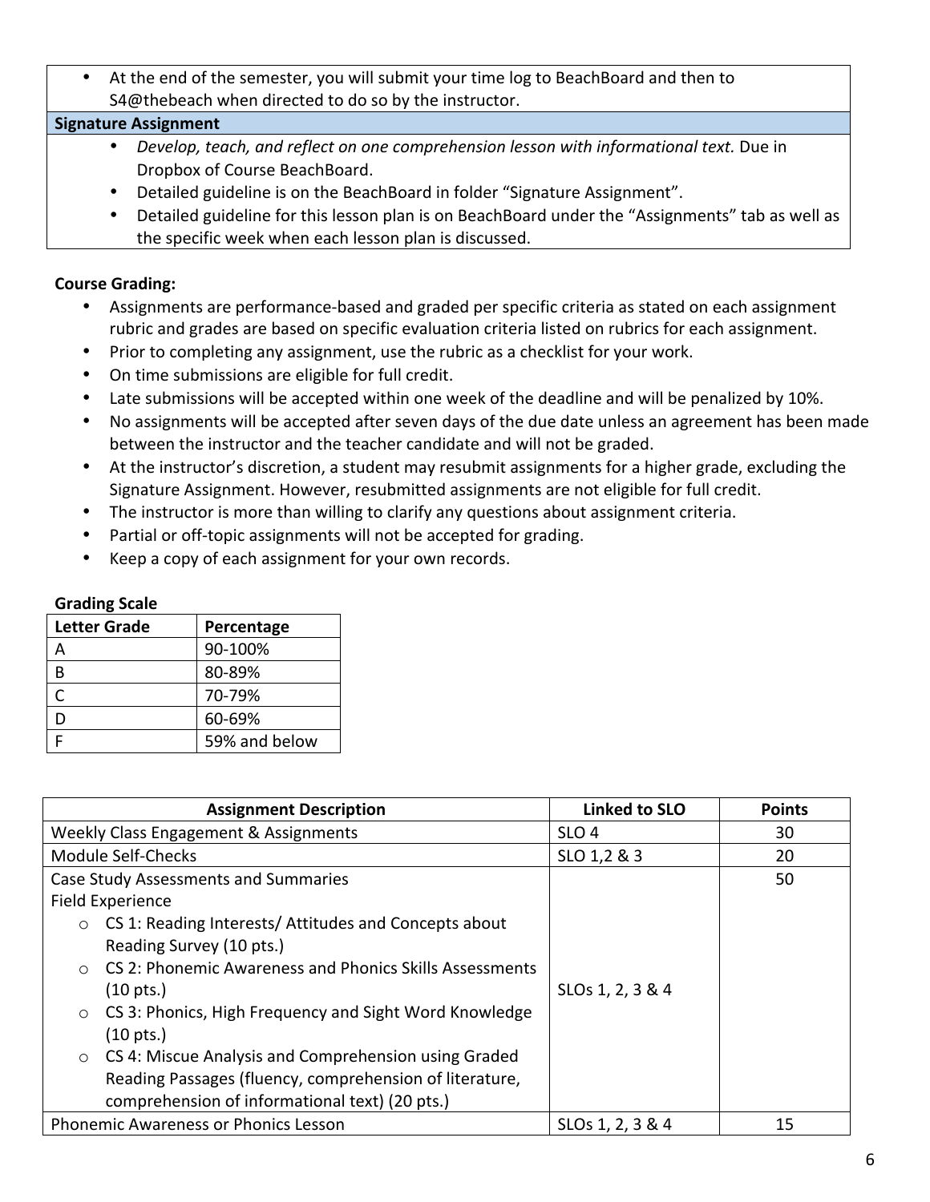- At the end of the semester, you will submit your time log to BeachBoard and then to S4@thebeach when directed to do so by the instructor.

| **Signature Assignment** |
|---|
| • *Develop, teach, and reflect on one comprehension lesson with informational text.* Due in Dropbox of Course BeachBoard.<br>• Detailed guideline is on the BeachBoard in folder "Signature Assignment".<br>• Detailed guideline for this lesson plan is on BeachBoard under the "Assignments" tab as well as the specific week when each lesson plan is discussed. |

**Course Grading:**

- Assignments are performance-based and graded per specific criteria as stated on each assignment rubric and grades are based on specific evaluation criteria listed on rubrics for each assignment.
- Prior to completing any assignment, use the rubric as a checklist for your work.
- On time submissions are eligible for full credit.
- Late submissions will be accepted within one week of the deadline and will be penalized by 10%.
- No assignments will be accepted after seven days of the due date unless an agreement has been made between the instructor and the teacher candidate and will not be graded.
- At the instructor's discretion, a student may resubmit assignments for a higher grade, excluding the Signature Assignment. However, resubmitted assignments are not eligible for full credit.
- The instructor is more than willing to clarify any questions about assignment criteria.
- Partial or off-topic assignments will not be accepted for grading.
- Keep a copy of each assignment for your own records.

**Grading Scale**

| Letter Grade | Percentage |
|---|---|
| A | 90-100% |
| B | 80-89% |
| C | 70-79% |
| D | 60-69% |
| F | 59% and below |

| Assignment Description | Linked to SLO | Points |
|---|---|---|
| Weekly Class Engagement & Assignments | SLO 4 | 30 |
| Module Self-Checks | SLO 1,2 & 3 | 20 |
| Case Study Assessments and Summaries<br>Field Experience<br>○ CS 1: Reading Interests/ Attitudes and Concepts about Reading Survey (10 pts.)<br>○ CS 2: Phonemic Awareness and Phonics Skills Assessments (10 pts.)<br>○ CS 3: Phonics, High Frequency and Sight Word Knowledge (10 pts.)<br>○ CS 4: Miscue Analysis and Comprehension using Graded Reading Passages (fluency, comprehension of literature, comprehension of informational text) (20 pts.) | SLOs 1, 2, 3 & 4 | 50 |
| Phonemic Awareness or Phonics Lesson | SLOs 1, 2, 3 & 4 | 15 |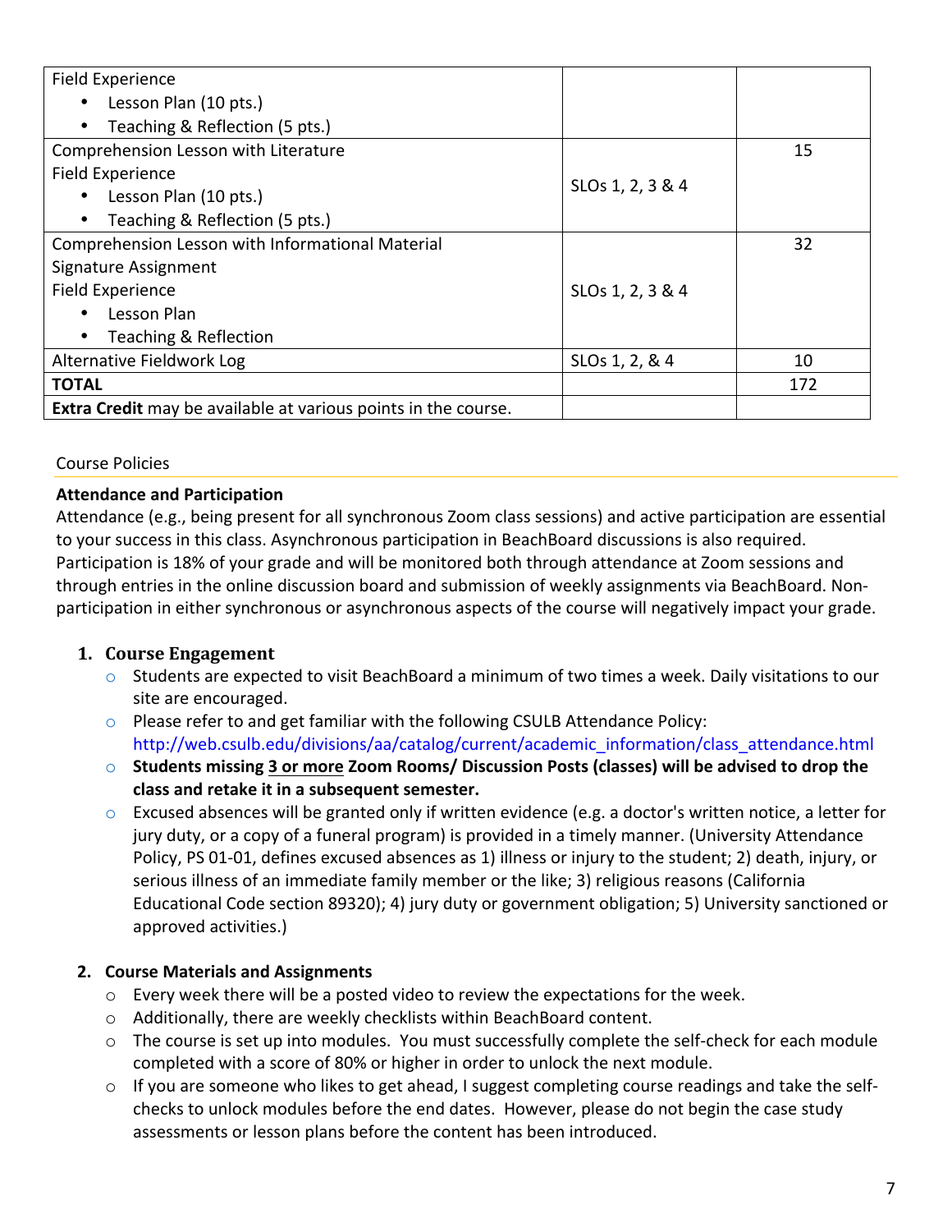| | | |
|---|---|---|
| Field Experience<br>• Lesson Plan (10 pts.)<br>• Teaching & Reflection (5 pts.) | | |
| Comprehension Lesson with Literature<br>Field Experience<br>• Lesson Plan (10 pts.)<br>• Teaching & Reflection (5 pts.) | SLOs 1, 2, 3 & 4 | 15 |
| Comprehension Lesson with Informational Material<br>Signature Assignment<br>Field Experience<br>• Lesson Plan<br>• Teaching & Reflection | SLOs 1, 2, 3 & 4 | 32 |
| Alternative Fieldwork Log | SLOs 1, 2, & 4 | 10 |
| **TOTAL** | | 172 |
| **Extra Credit** may be available at various points in the course. | | |

## Course Policies

**Attendance and Participation**

Attendance (e.g., being present for all synchronous Zoom class sessions) and active participation are essential to your success in this class. Asynchronous participation in BeachBoard discussions is also required. Participation is 18% of your grade and will be monitored both through attendance at Zoom sessions and through entries in the online discussion board and submission of weekly assignments via BeachBoard. Non-participation in either synchronous or asynchronous aspects of the course will negatively impact your grade.

1. **Course Engagement**
   - Students are expected to visit BeachBoard a minimum of two times a week. Daily visitations to our site are encouraged.
   - Please refer to and get familiar with the following CSULB Attendance Policy: http://web.csulb.edu/divisions/aa/catalog/current/academic_information/class_attendance.html
   - **Students missing 3 or more Zoom Rooms/ Discussion Posts (classes) will be advised to drop the class and retake it in a subsequent semester.**
   - Excused absences will be granted only if written evidence (e.g. a doctor's written notice, a letter for jury duty, or a copy of a funeral program) is provided in a timely manner. (University Attendance Policy, PS 01-01, defines excused absences as 1) illness or injury to the student; 2) death, injury, or serious illness of an immediate family member or the like; 3) religious reasons (California Educational Code section 89320); 4) jury duty or government obligation; 5) University sanctioned or approved activities.)

2. **Course Materials and Assignments**
   - Every week there will be a posted video to review the expectations for the week.
   - Additionally, there are weekly checklists within BeachBoard content.
   - The course is set up into modules. You must successfully complete the self-check for each module completed with a score of 80% or higher in order to unlock the next module.
   - If you are someone who likes to get ahead, I suggest completing course readings and take the self-checks to unlock modules before the end dates. However, please do not begin the case study assessments or lesson plans before the content has been introduced.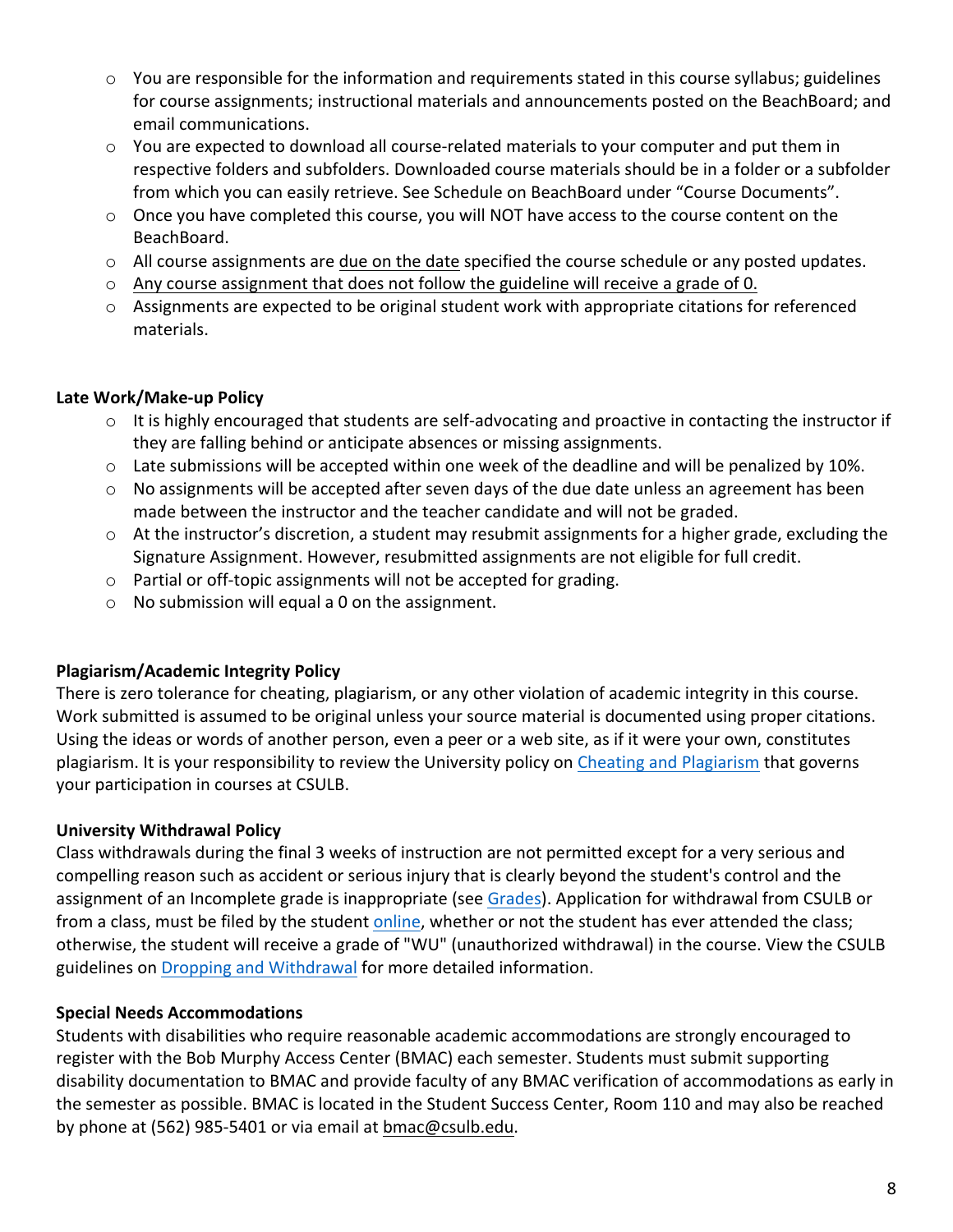- You are responsible for the information and requirements stated in this course syllabus; guidelines for course assignments; instructional materials and announcements posted on the BeachBoard; and email communications.
- You are expected to download all course-related materials to your computer and put them in respective folders and subfolders. Downloaded course materials should be in a folder or a subfolder from which you can easily retrieve. See Schedule on BeachBoard under "Course Documents".
- Once you have completed this course, you will NOT have access to the course content on the BeachBoard.
- All course assignments are due on the date specified the course schedule or any posted updates.
- Any course assignment that does not follow the guideline will receive a grade of 0.
- Assignments are expected to be original student work with appropriate citations for referenced materials.

**Late Work/Make-up Policy**

- It is highly encouraged that students are self-advocating and proactive in contacting the instructor if they are falling behind or anticipate absences or missing assignments.
- Late submissions will be accepted within one week of the deadline and will be penalized by 10%.
- No assignments will be accepted after seven days of the due date unless an agreement has been made between the instructor and the teacher candidate and will not be graded.
- At the instructor's discretion, a student may resubmit assignments for a higher grade, excluding the Signature Assignment. However, resubmitted assignments are not eligible for full credit.
- Partial or off-topic assignments will not be accepted for grading.
- No submission will equal a 0 on the assignment.

**Plagiarism/Academic Integrity Policy**

There is zero tolerance for cheating, plagiarism, or any other violation of academic integrity in this course. Work submitted is assumed to be original unless your source material is documented using proper citations. Using the ideas or words of another person, even a peer or a web site, as if it were your own, constitutes plagiarism. It is your responsibility to review the University policy on Cheating and Plagiarism that governs your participation in courses at CSULB.

**University Withdrawal Policy**

Class withdrawals during the final 3 weeks of instruction are not permitted except for a very serious and compelling reason such as accident or serious injury that is clearly beyond the student's control and the assignment of an Incomplete grade is inappropriate (see Grades). Application for withdrawal from CSULB or from a class, must be filed by the student online, whether or not the student has ever attended the class; otherwise, the student will receive a grade of "WU" (unauthorized withdrawal) in the course. View the CSULB guidelines on Dropping and Withdrawal for more detailed information.

**Special Needs Accommodations**

Students with disabilities who require reasonable academic accommodations are strongly encouraged to register with the Bob Murphy Access Center (BMAC) each semester. Students must submit supporting disability documentation to BMAC and provide faculty of any BMAC verification of accommodations as early in the semester as possible. BMAC is located in the Student Success Center, Room 110 and may also be reached by phone at (562) 985-5401 or via email at bmac@csulb.edu.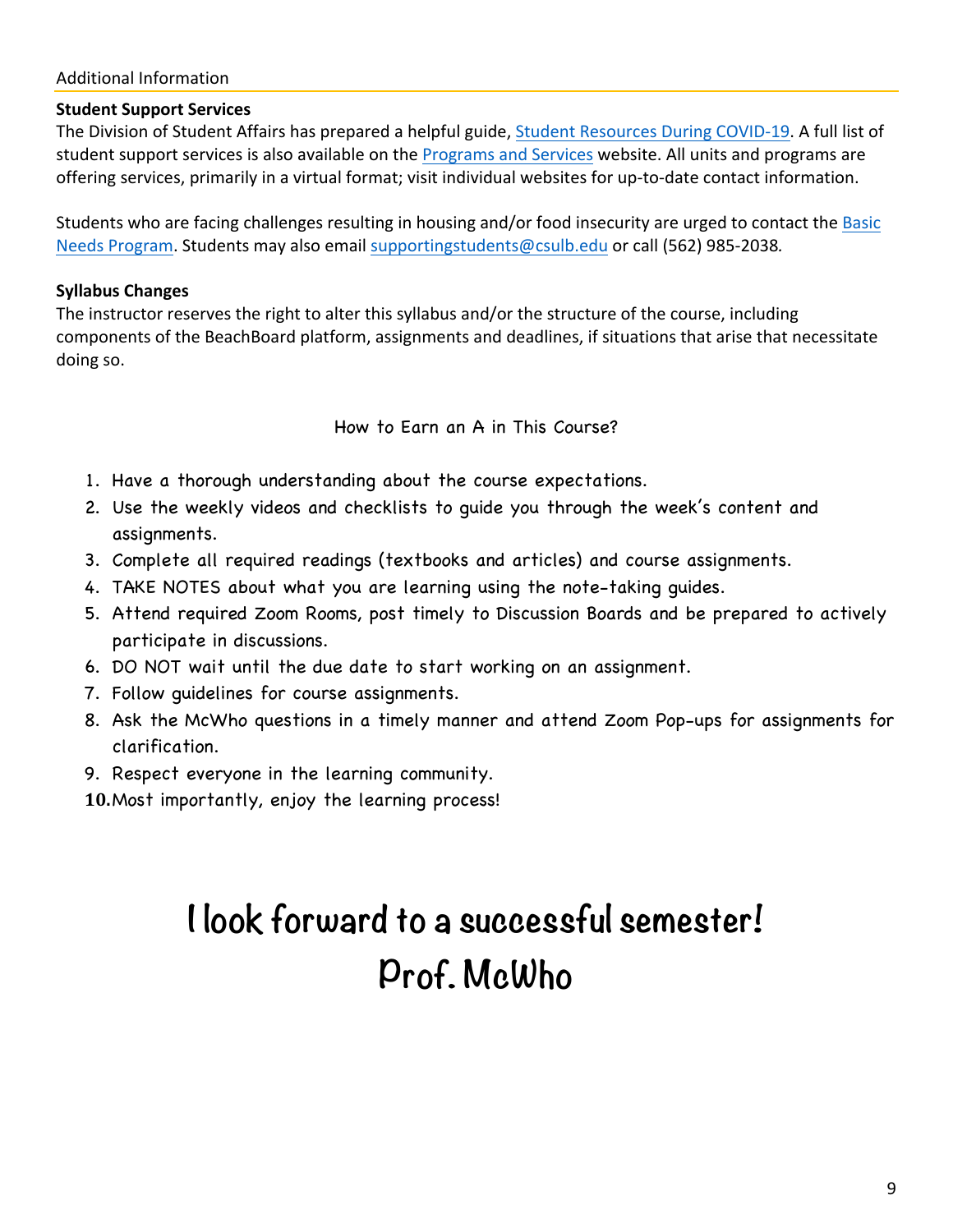Additional Information

**Student Support Services**

The Division of Student Affairs has prepared a helpful guide, Student Resources During COVID-19. A full list of student support services is also available on the Programs and Services website. All units and programs are offering services, primarily in a virtual format; visit individual websites for up-to-date contact information.

Students who are facing challenges resulting in housing and/or food insecurity are urged to contact the Basic Needs Program. Students may also email supportingstudents@csulb.edu or call (562) 985-2038.

**Syllabus Changes**

The instructor reserves the right to alter this syllabus and/or the structure of the course, including components of the BeachBoard platform, assignments and deadlines, if situations that arise that necessitate doing so.

How to Earn an A in This Course?

1. Have a thorough understanding about the course expectations.
2. Use the weekly videos and checklists to guide you through the week's content and assignments.
3. Complete all required readings (textbooks and articles) and course assignments.
4. TAKE NOTES about what you are learning using the note-taking guides.
5. Attend required Zoom Rooms, post timely to Discussion Boards and be prepared to actively participate in discussions.
6. DO NOT wait until the due date to start working on an assignment.
7. Follow guidelines for course assignments.
8. Ask the McWho questions in a timely manner and attend Zoom Pop-ups for assignments for clarification.
9. Respect everyone in the learning community.
10. Most importantly, enjoy the learning process!

# I look forward to a successful semester!
# Prof. McWho